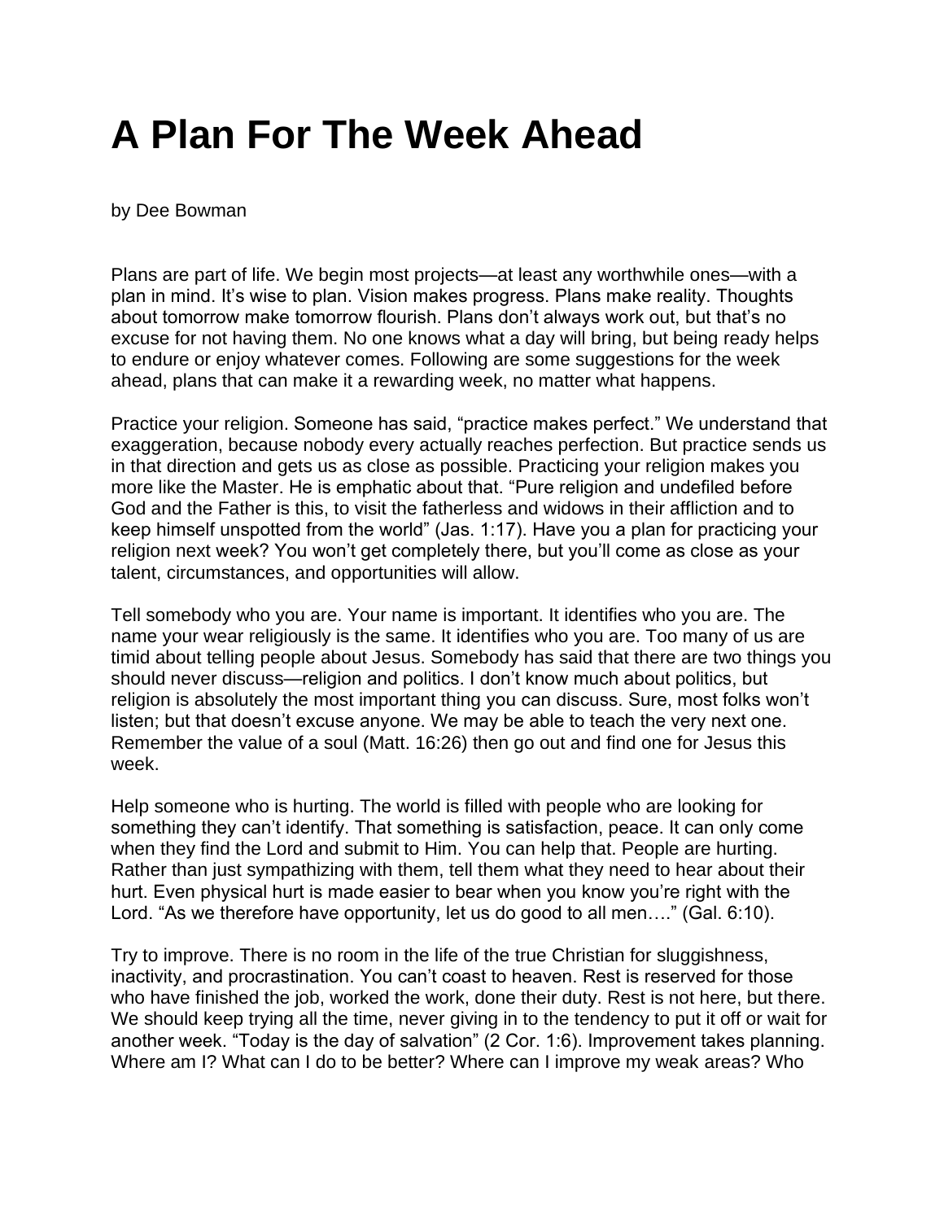# A Plan For The Week Ahead

by Dee Bowman

Plans are part of life. We begin most projects—at least any worthwhile ones—with a plan in mind. It's wise to plan. Vision makes progress. Plans make reality. Thoughts about tomorrow make tomorrow flourish. Plans don't always work out, but that's no excuse for not having them. No one knows what a day will bring, but being ready helps to endure or enjoy whatever comes. Following are some suggestions for the week ahead, plans that can make it a rewarding week, no matter what happens.

Practice your religion. Someone has said, "practice makes perfect." We understand that exaggeration, because nobody every actually reaches perfection. But practice sends us in that direction and gets us as close as possible. Practicing your religion makes you more like the Master. He is emphatic about that. "Pure religion and undefiled before God and the Father is this, to visit the fatherless and widows in their affliction and to keep himself unspotted from the world" (Jas. 1:17). Have you a plan for practicing your religion next week? You won't get completely there, but you'll come as close as your talent, circumstances, and opportunities will allow.

Tell somebody who you are. Your name is important. It identifies who you are. The name your wear religiously is the same. It identifies who you are. Too many of us are timid about telling people about Jesus. Somebody has said that there are two things you should never discuss—religion and politics. I don't know much about politics, but religion is absolutely the most important thing you can discuss. Sure, most folks won't listen; but that doesn't excuse anyone. We may be able to teach the very next one. Remember the value of a soul (Matt. 16:26) then go out and find one for Jesus this week.

Help someone who is hurting. The world is filled with people who are looking for something they can't identify. That something is satisfaction, peace. It can only come when they find the Lord and submit to Him. You can help that. People are hurting. Rather than just sympathizing with them, tell them what they need to hear about their hurt. Even physical hurt is made easier to bear when you know you're right with the Lord. "As we therefore have opportunity, let us do good to all men…." (Gal. 6:10).

Try to improve. There is no room in the life of the true Christian for sluggishness, inactivity, and procrastination. You can't coast to heaven. Rest is reserved for those who have finished the job, worked the work, done their duty. Rest is not here, but there. We should keep trying all the time, never giving in to the tendency to put it off or wait for another week. "Today is the day of salvation" (2 Cor. 1:6). Improvement takes planning. Where am I? What can I do to be better? Where can I improve my weak areas? Who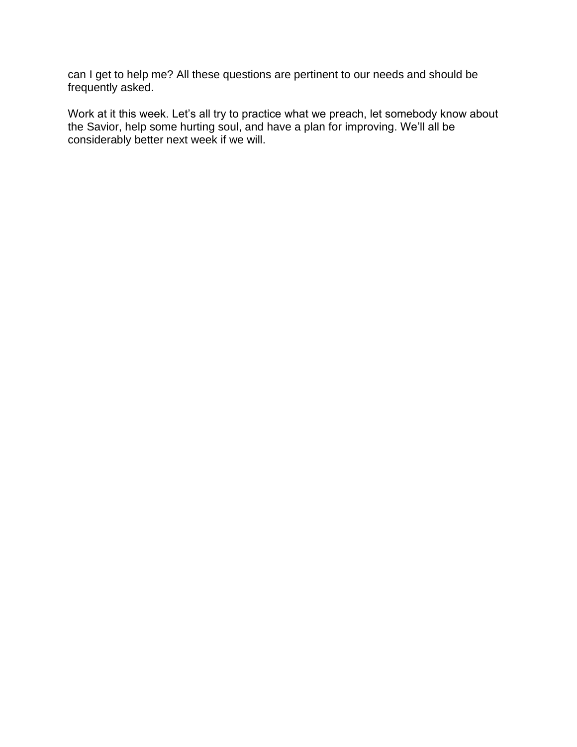can I get to help me? All these questions are pertinent to our needs and should be frequently asked.

Work at it this week. Let's all try to practice what we preach, let somebody know about the Savior, help some hurting soul, and have a plan for improving. We'll all be considerably better next week if we will.